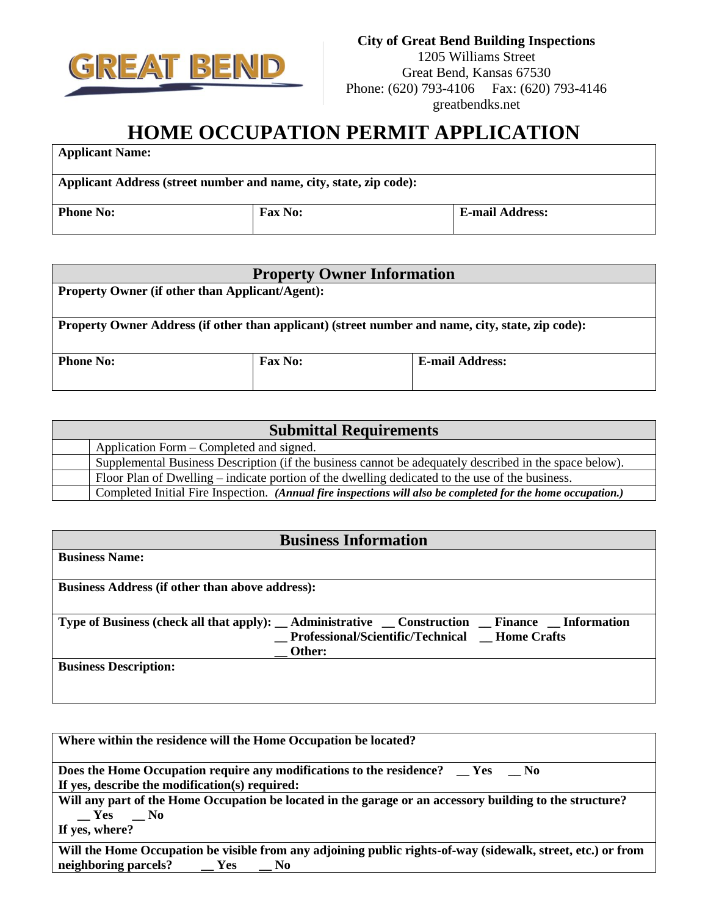**City of Great Bend Building Inspections**
1205 Williams Street
Great Bend, Kansas 67530
Phone: (620) 793-4106 Fax: (620) 793-4146
greatbendks.net

# HOME OCCUPATION PERMIT APPLICATION

| **Applicant Name:** | | |
|---|---|---|
| **Applicant Address (street number and name, city, state, zip code):** | | |
| **Phone No:** | **Fax No:** | **E-mail Address:** |

## Property Owner Information

| **Property Owner (if other than Applicant/Agent):** | | |
|---|---|---|
| **Property Owner Address (if other than applicant) (street number and name, city, state, zip code):** | | |
| **Phone No:** | **Fax No:** | **E-mail Address:** |

## Submittal Requirements

| | |
|---|---|
| | Application Form – Completed and signed. |
| | Supplemental Business Description (if the business cannot be adequately described in the space below). |
| | Floor Plan of Dwelling – indicate portion of the dwelling dedicated to the use of the business. |
| | Completed Initial Fire Inspection. ***(Annual fire inspections will also be completed for the home occupation.)*** |

## Business Information

**Business Name:**

**Business Address (if other than above address):**

**Type of Business (check all that apply):** __ Administrative __ Construction __ Finance __ Information __ Professional/Scientific/Technical __ Home Crafts __ Other:

**Business Description:**

---

**Where within the residence will the Home Occupation be located?**

**Does the Home Occupation require any modifications to the residence?** __ Yes __ No
**If yes, describe the modification(s) required:**

**Will any part of the Home Occupation be located in the garage or an accessory building to the structure?** __ Yes __ No
**If yes, where?**

**Will the Home Occupation be visible from any adjoining public rights-of-way (sidewalk, street, etc.) or from neighboring parcels?** __ Yes __ No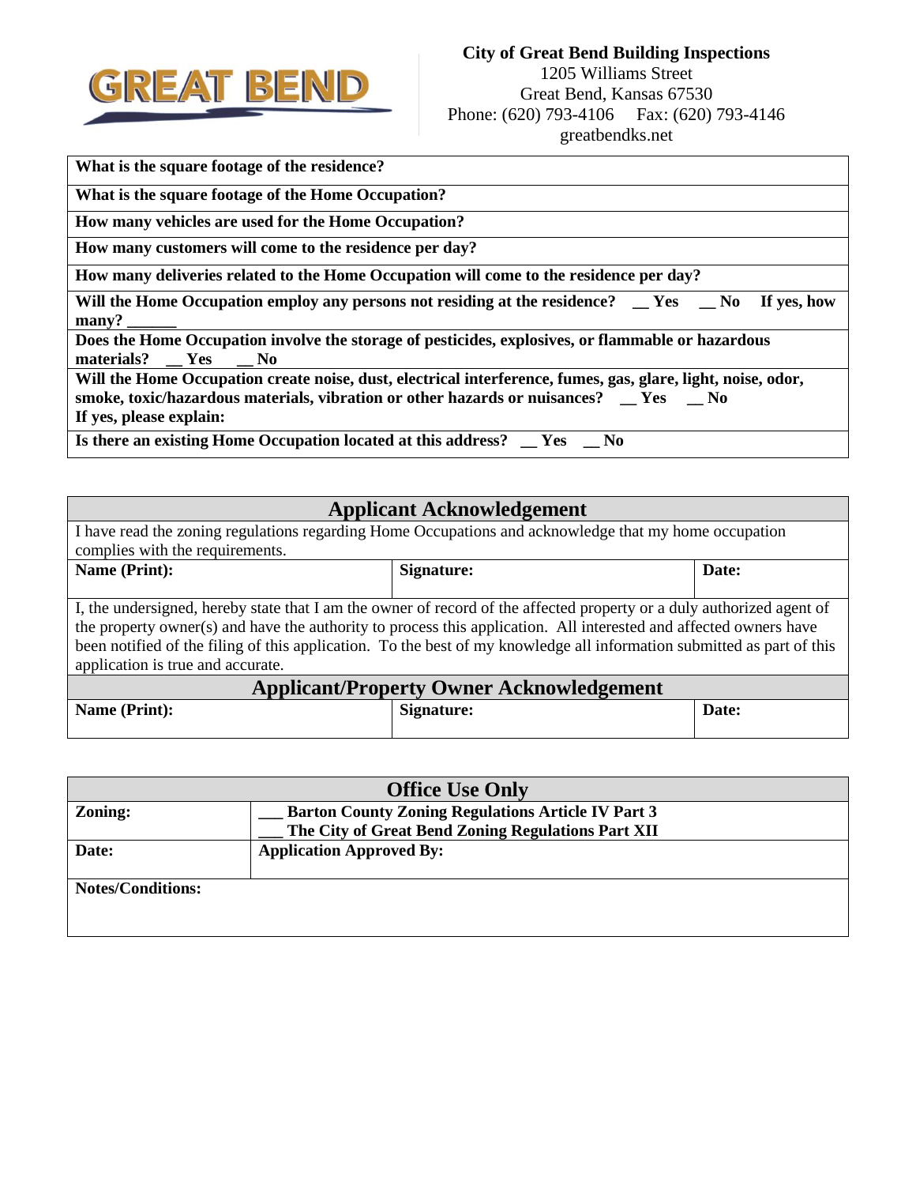**City of Great Bend Building Inspections**
1205 Williams Street
Great Bend, Kansas 67530
Phone: (620) 793-4106 Fax: (620) 793-4146
greatbendks.net

| |
|---|
| **What is the square footage of the residence?** |
| **What is the square footage of the Home Occupation?** |
| **How many vehicles are used for the Home Occupation?** |
| **How many customers will come to the residence per day?** |
| **How many deliveries related to the Home Occupation will come to the residence per day?** |
| **Will the Home Occupation employ any persons not residing at the residence? __ Yes __ No If yes, how many? ______** |
| **Does the Home Occupation involve the storage of pesticides, explosives, or flammable or hazardous materials? __ Yes __ No** |
| **Will the Home Occupation create noise, dust, electrical interference, fumes, gas, glare, light, noise, odor, smoke, toxic/hazardous materials, vibration or other hazards or nuisances? __ Yes __ No**<br>**If yes, please explain:** |
| **Is there an existing Home Occupation located at this address? __ Yes __ No** |

## Applicant Acknowledgement

I have read the zoning regulations regarding Home Occupations and acknowledge that my home occupation complies with the requirements.

| **Name (Print):** | **Signature:** | **Date:** |
|---|---|---|

I, the undersigned, hereby state that I am the owner of record of the affected property or a duly authorized agent of the property owner(s) and have the authority to process this application. All interested and affected owners have been notified of the filing of this application. To the best of my knowledge all information submitted as part of this application is true and accurate.

## Applicant/Property Owner Acknowledgement

| **Name (Print):** | **Signature:** | **Date:** |
|---|---|---|

## Office Use Only

| | |
|---|---|
| **Zoning:** | **___ Barton County Zoning Regulations Article IV Part 3**<br>**___ The City of Great Bend Zoning Regulations Part XII** |
| **Date:** | **Application Approved By:** |
| **Notes/Conditions:** | |